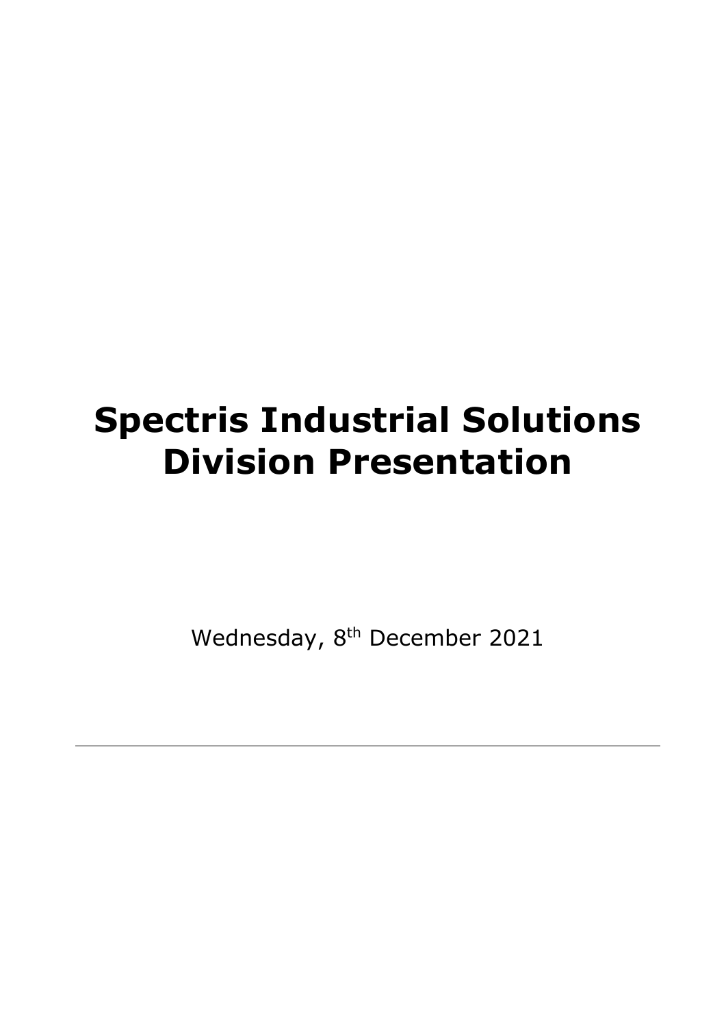# Spectris Industrial Solutions Division Presentation

Wednesday, 8th December 2021

---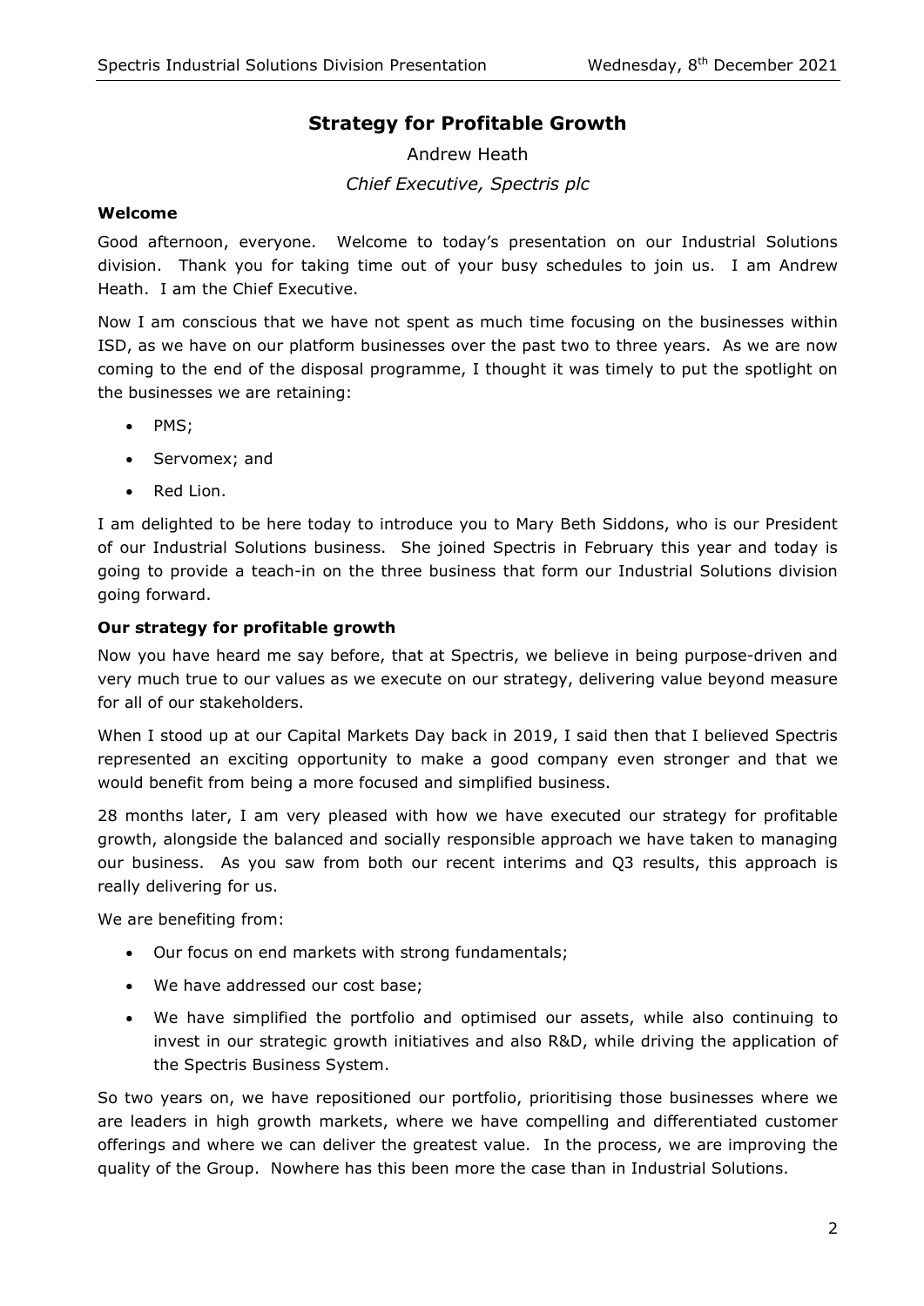# Strategy for Profitable Growth

Andrew Heath

*Chief Executive, Spectris plc*

### Welcome

Good afternoon, everyone. Welcome to today's presentation on our Industrial Solutions division. Thank you for taking time out of your busy schedules to join us. I am Andrew Heath. I am the Chief Executive.

Now I am conscious that we have not spent as much time focusing on the businesses within ISD, as we have on our platform businesses over the past two to three years. As we are now coming to the end of the disposal programme, I thought it was timely to put the spotlight on the businesses we are retaining:

- PMS;
- Servomex; and
- Red Lion.

I am delighted to be here today to introduce you to Mary Beth Siddons, who is our President of our Industrial Solutions business. She joined Spectris in February this year and today is going to provide a teach-in on the three business that form our Industrial Solutions division going forward.

### Our strategy for profitable growth

Now you have heard me say before, that at Spectris, we believe in being purpose-driven and very much true to our values as we execute on our strategy, delivering value beyond measure for all of our stakeholders.

When I stood up at our Capital Markets Day back in 2019, I said then that I believed Spectris represented an exciting opportunity to make a good company even stronger and that we would benefit from being a more focused and simplified business.

28 months later, I am very pleased with how we have executed our strategy for profitable growth, alongside the balanced and socially responsible approach we have taken to managing our business. As you saw from both our recent interims and Q3 results, this approach is really delivering for us.

We are benefiting from:

- Our focus on end markets with strong fundamentals;
- We have addressed our cost base;
- We have simplified the portfolio and optimised our assets, while also continuing to invest in our strategic growth initiatives and also R&D, while driving the application of the Spectris Business System.

So two years on, we have repositioned our portfolio, prioritising those businesses where we are leaders in high growth markets, where we have compelling and differentiated customer offerings and where we can deliver the greatest value. In the process, we are improving the quality of the Group. Nowhere has this been more the case than in Industrial Solutions.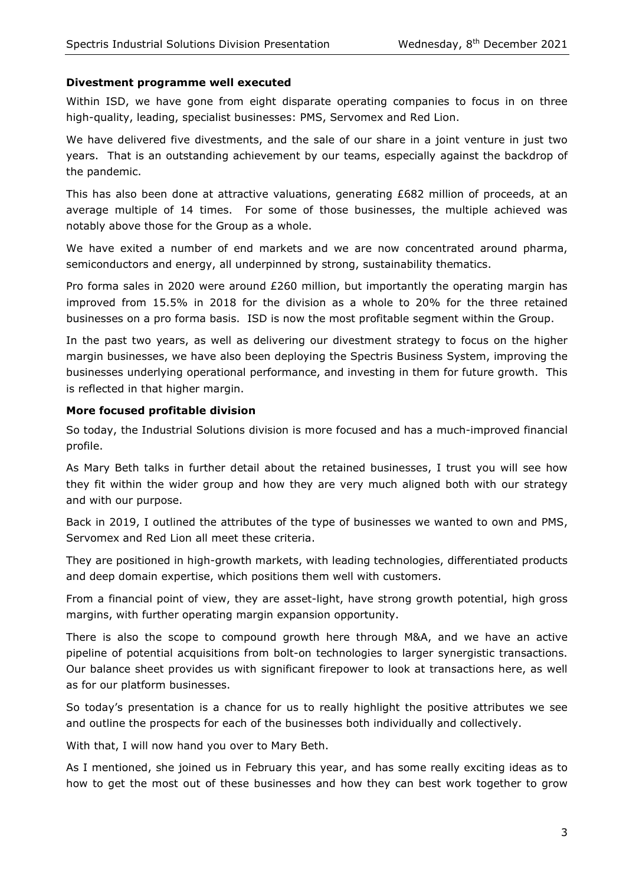### Divestment programme well executed

Within ISD, we have gone from eight disparate operating companies to focus in on three high-quality, leading, specialist businesses: PMS, Servomex and Red Lion.

We have delivered five divestments, and the sale of our share in a joint venture in just two years. That is an outstanding achievement by our teams, especially against the backdrop of the pandemic.

This has also been done at attractive valuations, generating £682 million of proceeds, at an average multiple of 14 times. For some of those businesses, the multiple achieved was notably above those for the Group as a whole.

We have exited a number of end markets and we are now concentrated around pharma, semiconductors and energy, all underpinned by strong, sustainability thematics.

Pro forma sales in 2020 were around £260 million, but importantly the operating margin has improved from 15.5% in 2018 for the division as a whole to 20% for the three retained businesses on a pro forma basis. ISD is now the most profitable segment within the Group.

In the past two years, as well as delivering our divestment strategy to focus on the higher margin businesses, we have also been deploying the Spectris Business System, improving the businesses underlying operational performance, and investing in them for future growth. This is reflected in that higher margin.

### More focused profitable division

So today, the Industrial Solutions division is more focused and has a much-improved financial profile.

As Mary Beth talks in further detail about the retained businesses, I trust you will see how they fit within the wider group and how they are very much aligned both with our strategy and with our purpose.

Back in 2019, I outlined the attributes of the type of businesses we wanted to own and PMS, Servomex and Red Lion all meet these criteria.

They are positioned in high-growth markets, with leading technologies, differentiated products and deep domain expertise, which positions them well with customers.

From a financial point of view, they are asset-light, have strong growth potential, high gross margins, with further operating margin expansion opportunity.

There is also the scope to compound growth here through M&A, and we have an active pipeline of potential acquisitions from bolt-on technologies to larger synergistic transactions. Our balance sheet provides us with significant firepower to look at transactions here, as well as for our platform businesses.

So today's presentation is a chance for us to really highlight the positive attributes we see and outline the prospects for each of the businesses both individually and collectively.

With that, I will now hand you over to Mary Beth.

As I mentioned, she joined us in February this year, and has some really exciting ideas as to how to get the most out of these businesses and how they can best work together to grow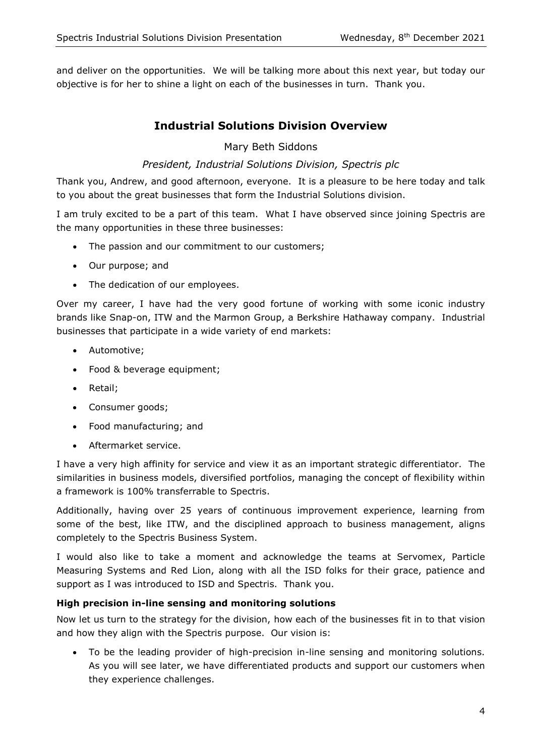and deliver on the opportunities. We will be talking more about this next year, but today our objective is for her to shine a light on each of the businesses in turn. Thank you.

## Industrial Solutions Division Overview

Mary Beth Siddons

*President, Industrial Solutions Division, Spectris plc*

Thank you, Andrew, and good afternoon, everyone. It is a pleasure to be here today and talk to you about the great businesses that form the Industrial Solutions division.

I am truly excited to be a part of this team. What I have observed since joining Spectris are the many opportunities in these three businesses:

- The passion and our commitment to our customers;
- Our purpose; and
- The dedication of our employees.

Over my career, I have had the very good fortune of working with some iconic industry brands like Snap-on, ITW and the Marmon Group, a Berkshire Hathaway company. Industrial businesses that participate in a wide variety of end markets:

- Automotive;
- Food & beverage equipment;
- Retail;
- Consumer goods;
- Food manufacturing; and
- Aftermarket service.

I have a very high affinity for service and view it as an important strategic differentiator. The similarities in business models, diversified portfolios, managing the concept of flexibility within a framework is 100% transferrable to Spectris.

Additionally, having over 25 years of continuous improvement experience, learning from some of the best, like ITW, and the disciplined approach to business management, aligns completely to the Spectris Business System.

I would also like to take a moment and acknowledge the teams at Servomex, Particle Measuring Systems and Red Lion, along with all the ISD folks for their grace, patience and support as I was introduced to ISD and Spectris. Thank you.

**High precision in-line sensing and monitoring solutions**

Now let us turn to the strategy for the division, how each of the businesses fit in to that vision and how they align with the Spectris purpose. Our vision is:

- To be the leading provider of high-precision in-line sensing and monitoring solutions. As you will see later, we have differentiated products and support our customers when they experience challenges.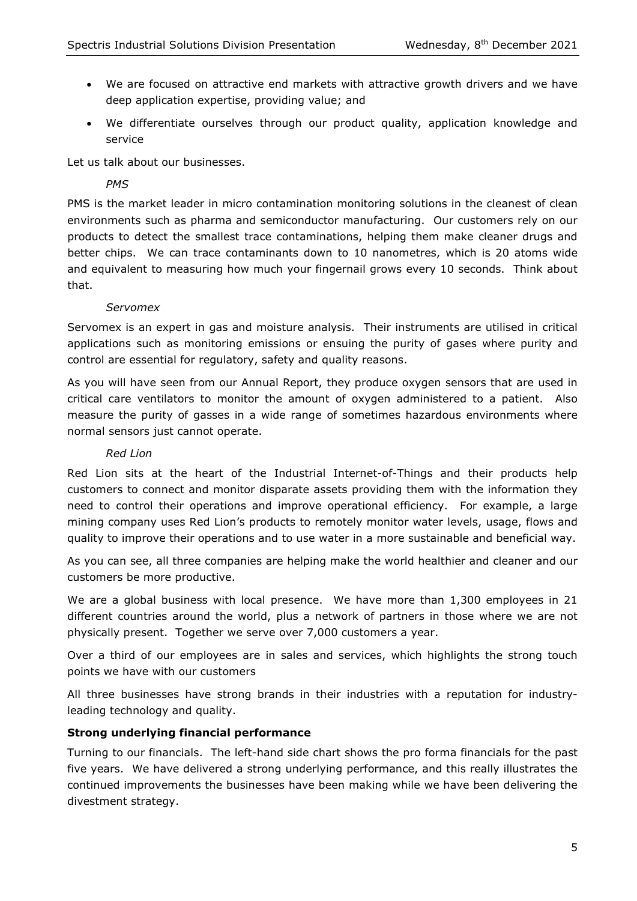- We are focused on attractive end markets with attractive growth drivers and we have deep application expertise, providing value; and
- We differentiate ourselves through our product quality, application knowledge and service

Let us talk about our businesses.

*PMS*

PMS is the market leader in micro contamination monitoring solutions in the cleanest of clean environments such as pharma and semiconductor manufacturing. Our customers rely on our products to detect the smallest trace contaminations, helping them make cleaner drugs and better chips. We can trace contaminants down to 10 nanometres, which is 20 atoms wide and equivalent to measuring how much your fingernail grows every 10 seconds. Think about that.

*Servomex*

Servomex is an expert in gas and moisture analysis. Their instruments are utilised in critical applications such as monitoring emissions or ensuing the purity of gases where purity and control are essential for regulatory, safety and quality reasons.

As you will have seen from our Annual Report, they produce oxygen sensors that are used in critical care ventilators to monitor the amount of oxygen administered to a patient. Also measure the purity of gasses in a wide range of sometimes hazardous environments where normal sensors just cannot operate.

*Red Lion*

Red Lion sits at the heart of the Industrial Internet-of-Things and their products help customers to connect and monitor disparate assets providing them with the information they need to control their operations and improve operational efficiency. For example, a large mining company uses Red Lion's products to remotely monitor water levels, usage, flows and quality to improve their operations and to use water in a more sustainable and beneficial way.

As you can see, all three companies are helping make the world healthier and cleaner and our customers be more productive.

We are a global business with local presence. We have more than 1,300 employees in 21 different countries around the world, plus a network of partners in those where we are not physically present. Together we serve over 7,000 customers a year.

Over a third of our employees are in sales and services, which highlights the strong touch points we have with our customers

All three businesses have strong brands in their industries with a reputation for industry-leading technology and quality.

**Strong underlying financial performance**

Turning to our financials. The left-hand side chart shows the pro forma financials for the past five years. We have delivered a strong underlying performance, and this really illustrates the continued improvements the businesses have been making while we have been delivering the divestment strategy.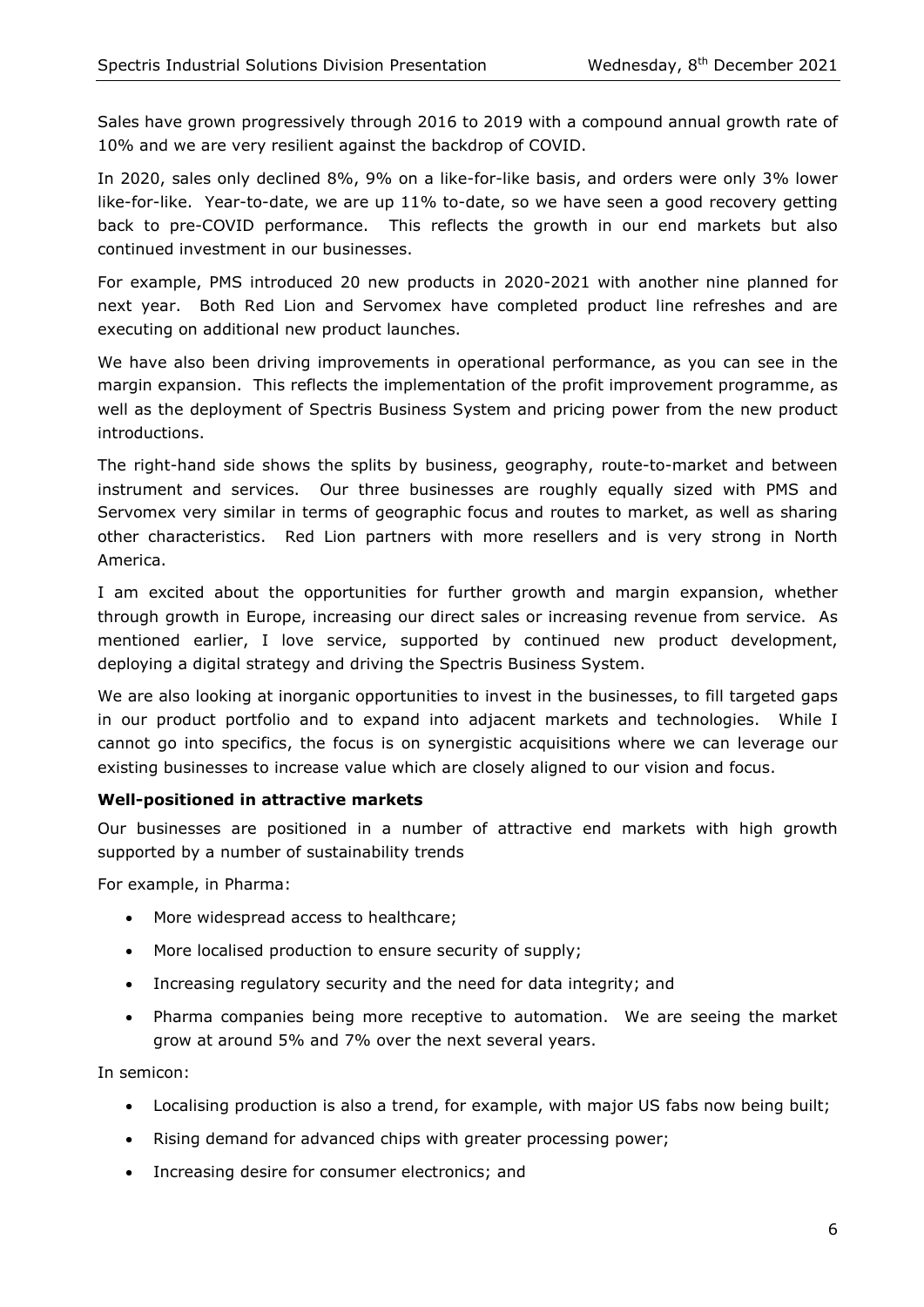Sales have grown progressively through 2016 to 2019 with a compound annual growth rate of 10% and we are very resilient against the backdrop of COVID.

In 2020, sales only declined 8%, 9% on a like-for-like basis, and orders were only 3% lower like-for-like. Year-to-date, we are up 11% to-date, so we have seen a good recovery getting back to pre-COVID performance. This reflects the growth in our end markets but also continued investment in our businesses.

For example, PMS introduced 20 new products in 2020-2021 with another nine planned for next year. Both Red Lion and Servomex have completed product line refreshes and are executing on additional new product launches.

We have also been driving improvements in operational performance, as you can see in the margin expansion. This reflects the implementation of the profit improvement programme, as well as the deployment of Spectris Business System and pricing power from the new product introductions.

The right-hand side shows the splits by business, geography, route-to-market and between instrument and services. Our three businesses are roughly equally sized with PMS and Servomex very similar in terms of geographic focus and routes to market, as well as sharing other characteristics. Red Lion partners with more resellers and is very strong in North America.

I am excited about the opportunities for further growth and margin expansion, whether through growth in Europe, increasing our direct sales or increasing revenue from service. As mentioned earlier, I love service, supported by continued new product development, deploying a digital strategy and driving the Spectris Business System.

We are also looking at inorganic opportunities to invest in the businesses, to fill targeted gaps in our product portfolio and to expand into adjacent markets and technologies. While I cannot go into specifics, the focus is on synergistic acquisitions where we can leverage our existing businesses to increase value which are closely aligned to our vision and focus.

**Well-positioned in attractive markets**

Our businesses are positioned in a number of attractive end markets with high growth supported by a number of sustainability trends

For example, in Pharma:

- More widespread access to healthcare;
- More localised production to ensure security of supply;
- Increasing regulatory security and the need for data integrity; and
- Pharma companies being more receptive to automation. We are seeing the market grow at around 5% and 7% over the next several years.

In semicon:

- Localising production is also a trend, for example, with major US fabs now being built;
- Rising demand for advanced chips with greater processing power;
- Increasing desire for consumer electronics; and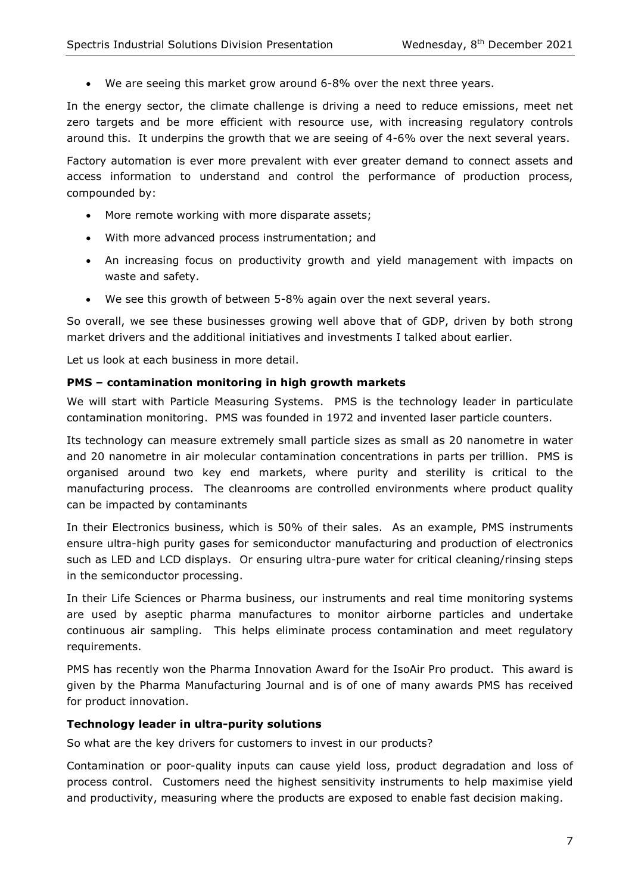- We are seeing this market grow around 6-8% over the next three years.

In the energy sector, the climate challenge is driving a need to reduce emissions, meet net zero targets and be more efficient with resource use, with increasing regulatory controls around this. It underpins the growth that we are seeing of 4-6% over the next several years.

Factory automation is ever more prevalent with ever greater demand to connect assets and access information to understand and control the performance of production process, compounded by:

- More remote working with more disparate assets;
- With more advanced process instrumentation; and
- An increasing focus on productivity growth and yield management with impacts on waste and safety.
- We see this growth of between 5-8% again over the next several years.

So overall, we see these businesses growing well above that of GDP, driven by both strong market drivers and the additional initiatives and investments I talked about earlier.

Let us look at each business in more detail.

**PMS – contamination monitoring in high growth markets**

We will start with Particle Measuring Systems. PMS is the technology leader in particulate contamination monitoring. PMS was founded in 1972 and invented laser particle counters.

Its technology can measure extremely small particle sizes as small as 20 nanometre in water and 20 nanometre in air molecular contamination concentrations in parts per trillion. PMS is organised around two key end markets, where purity and sterility is critical to the manufacturing process. The cleanrooms are controlled environments where product quality can be impacted by contaminants

In their Electronics business, which is 50% of their sales. As an example, PMS instruments ensure ultra-high purity gases for semiconductor manufacturing and production of electronics such as LED and LCD displays. Or ensuring ultra-pure water for critical cleaning/rinsing steps in the semiconductor processing.

In their Life Sciences or Pharma business, our instruments and real time monitoring systems are used by aseptic pharma manufactures to monitor airborne particles and undertake continuous air sampling. This helps eliminate process contamination and meet regulatory requirements.

PMS has recently won the Pharma Innovation Award for the IsoAir Pro product. This award is given by the Pharma Manufacturing Journal and is of one of many awards PMS has received for product innovation.

**Technology leader in ultra-purity solutions**

So what are the key drivers for customers to invest in our products?

Contamination or poor-quality inputs can cause yield loss, product degradation and loss of process control. Customers need the highest sensitivity instruments to help maximise yield and productivity, measuring where the products are exposed to enable fast decision making.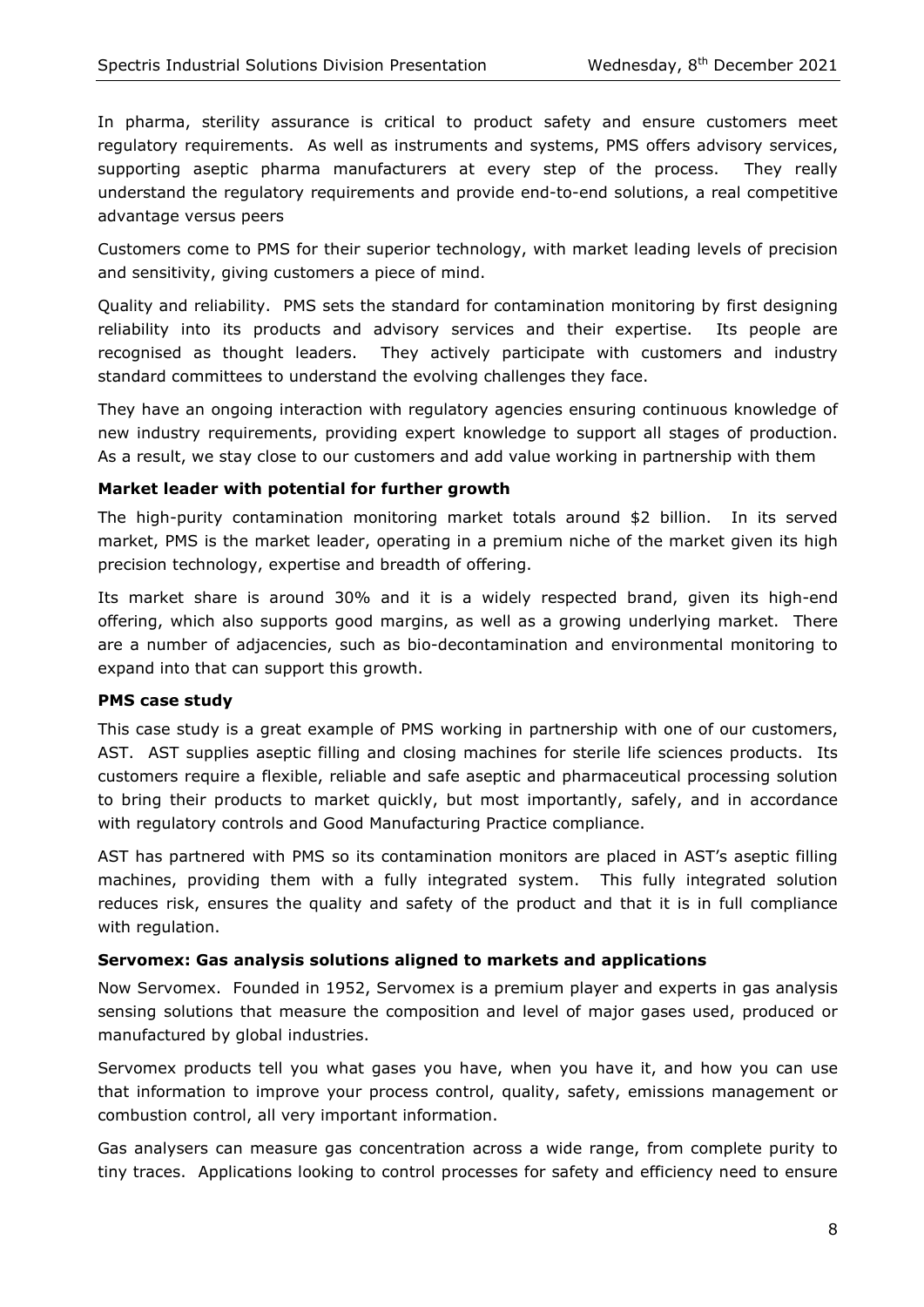In pharma, sterility assurance is critical to product safety and ensure customers meet regulatory requirements. As well as instruments and systems, PMS offers advisory services, supporting aseptic pharma manufacturers at every step of the process. They really understand the regulatory requirements and provide end-to-end solutions, a real competitive advantage versus peers

Customers come to PMS for their superior technology, with market leading levels of precision and sensitivity, giving customers a piece of mind.

Quality and reliability. PMS sets the standard for contamination monitoring by first designing reliability into its products and advisory services and their expertise. Its people are recognised as thought leaders. They actively participate with customers and industry standard committees to understand the evolving challenges they face.

They have an ongoing interaction with regulatory agencies ensuring continuous knowledge of new industry requirements, providing expert knowledge to support all stages of production. As a result, we stay close to our customers and add value working in partnership with them

**Market leader with potential for further growth**

The high-purity contamination monitoring market totals around $2 billion. In its served market, PMS is the market leader, operating in a premium niche of the market given its high precision technology, expertise and breadth of offering.

Its market share is around 30% and it is a widely respected brand, given its high-end offering, which also supports good margins, as well as a growing underlying market. There are a number of adjacencies, such as bio-decontamination and environmental monitoring to expand into that can support this growth.

**PMS case study**

This case study is a great example of PMS working in partnership with one of our customers, AST. AST supplies aseptic filling and closing machines for sterile life sciences products. Its customers require a flexible, reliable and safe aseptic and pharmaceutical processing solution to bring their products to market quickly, but most importantly, safely, and in accordance with regulatory controls and Good Manufacturing Practice compliance.

AST has partnered with PMS so its contamination monitors are placed in AST's aseptic filling machines, providing them with a fully integrated system. This fully integrated solution reduces risk, ensures the quality and safety of the product and that it is in full compliance with regulation.

**Servomex: Gas analysis solutions aligned to markets and applications**

Now Servomex. Founded in 1952, Servomex is a premium player and experts in gas analysis sensing solutions that measure the composition and level of major gases used, produced or manufactured by global industries.

Servomex products tell you what gases you have, when you have it, and how you can use that information to improve your process control, quality, safety, emissions management or combustion control, all very important information.

Gas analysers can measure gas concentration across a wide range, from complete purity to tiny traces. Applications looking to control processes for safety and efficiency need to ensure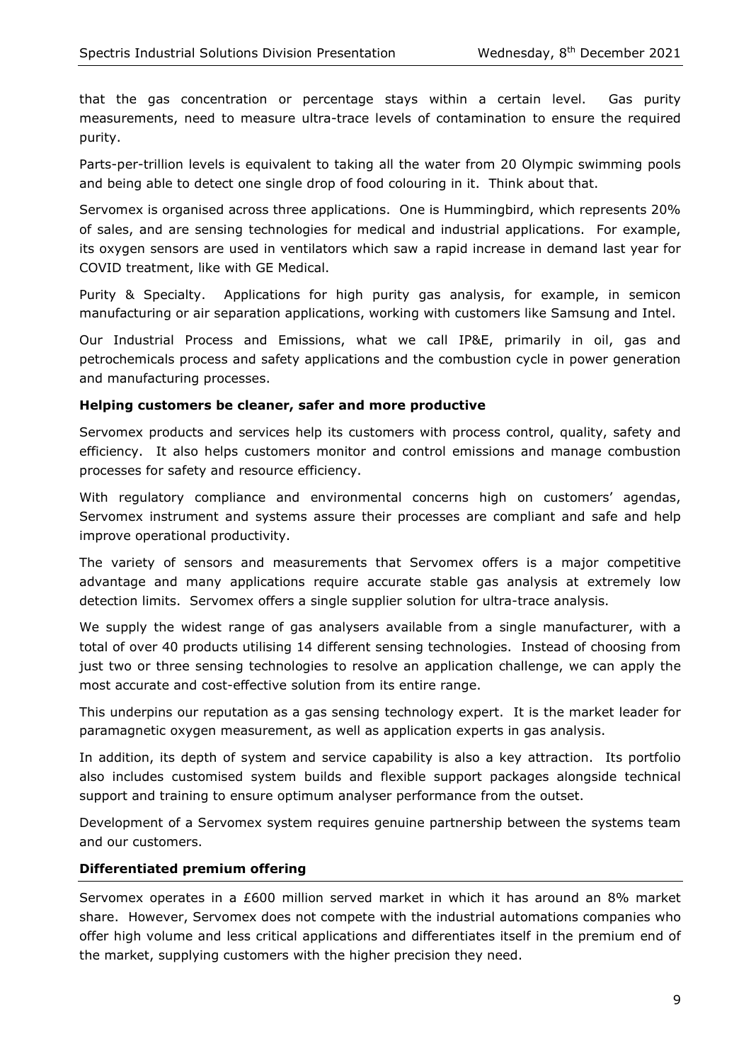that the gas concentration or percentage stays within a certain level. Gas purity measurements, need to measure ultra-trace levels of contamination to ensure the required purity.

Parts-per-trillion levels is equivalent to taking all the water from 20 Olympic swimming pools and being able to detect one single drop of food colouring in it. Think about that.

Servomex is organised across three applications. One is Hummingbird, which represents 20% of sales, and are sensing technologies for medical and industrial applications. For example, its oxygen sensors are used in ventilators which saw a rapid increase in demand last year for COVID treatment, like with GE Medical.

Purity & Specialty. Applications for high purity gas analysis, for example, in semicon manufacturing or air separation applications, working with customers like Samsung and Intel.

Our Industrial Process and Emissions, what we call IP&E, primarily in oil, gas and petrochemicals process and safety applications and the combustion cycle in power generation and manufacturing processes.

### Helping customers be cleaner, safer and more productive

Servomex products and services help its customers with process control, quality, safety and efficiency. It also helps customers monitor and control emissions and manage combustion processes for safety and resource efficiency.

With regulatory compliance and environmental concerns high on customers' agendas, Servomex instrument and systems assure their processes are compliant and safe and help improve operational productivity.

The variety of sensors and measurements that Servomex offers is a major competitive advantage and many applications require accurate stable gas analysis at extremely low detection limits. Servomex offers a single supplier solution for ultra-trace analysis.

We supply the widest range of gas analysers available from a single manufacturer, with a total of over 40 products utilising 14 different sensing technologies. Instead of choosing from just two or three sensing technologies to resolve an application challenge, we can apply the most accurate and cost-effective solution from its entire range.

This underpins our reputation as a gas sensing technology expert. It is the market leader for paramagnetic oxygen measurement, as well as application experts in gas analysis.

In addition, its depth of system and service capability is also a key attraction. Its portfolio also includes customised system builds and flexible support packages alongside technical support and training to ensure optimum analyser performance from the outset.

Development of a Servomex system requires genuine partnership between the systems team and our customers.

### Differentiated premium offering

Servomex operates in a £600 million served market in which it has around an 8% market share. However, Servomex does not compete with the industrial automations companies who offer high volume and less critical applications and differentiates itself in the premium end of the market, supplying customers with the higher precision they need.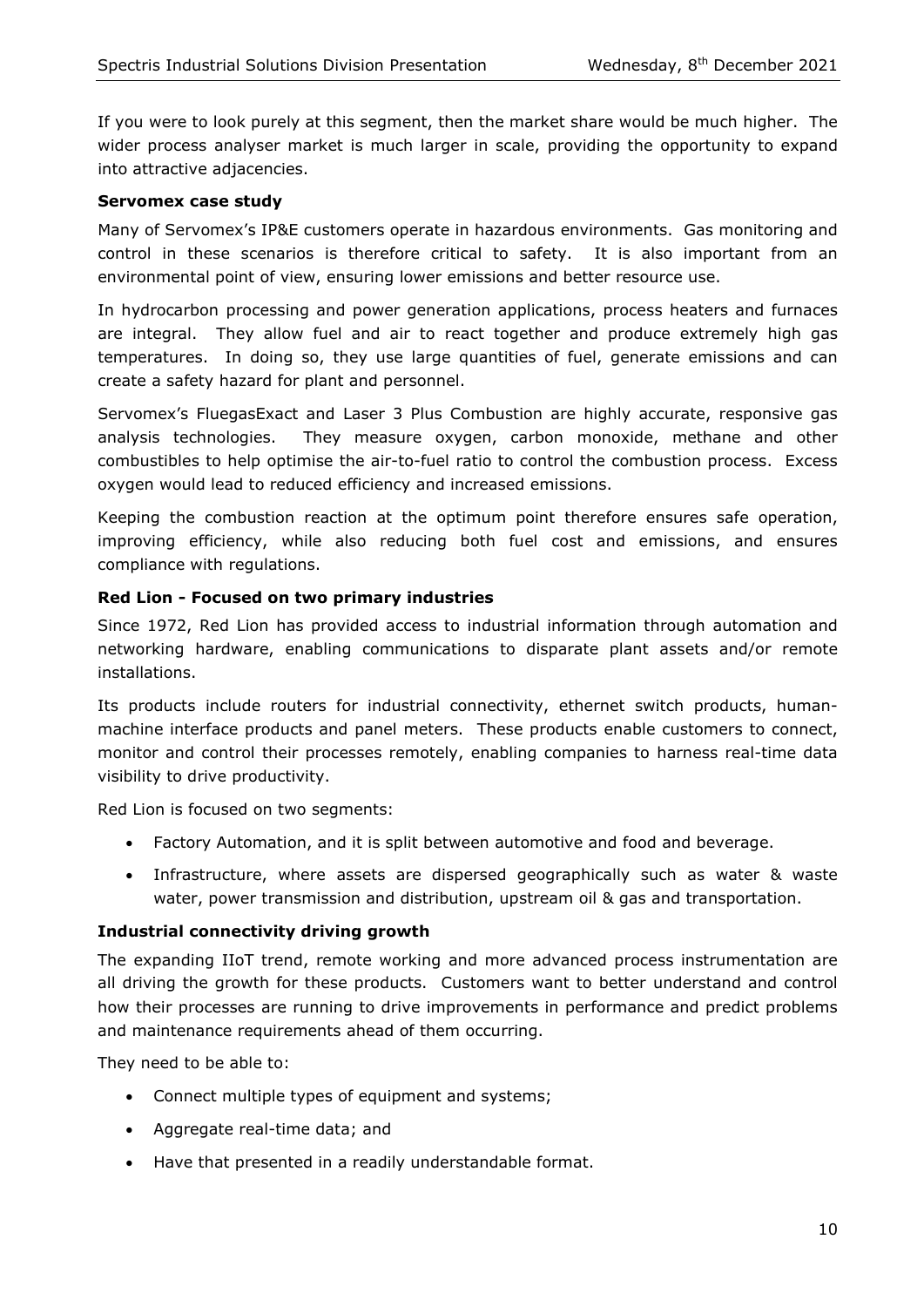If you were to look purely at this segment, then the market share would be much higher. The wider process analyser market is much larger in scale, providing the opportunity to expand into attractive adjacencies.

**Servomex case study**

Many of Servomex's IP&E customers operate in hazardous environments. Gas monitoring and control in these scenarios is therefore critical to safety. It is also important from an environmental point of view, ensuring lower emissions and better resource use.

In hydrocarbon processing and power generation applications, process heaters and furnaces are integral. They allow fuel and air to react together and produce extremely high gas temperatures. In doing so, they use large quantities of fuel, generate emissions and can create a safety hazard for plant and personnel.

Servomex's FluegasExact and Laser 3 Plus Combustion are highly accurate, responsive gas analysis technologies. They measure oxygen, carbon monoxide, methane and other combustibles to help optimise the air-to-fuel ratio to control the combustion process. Excess oxygen would lead to reduced efficiency and increased emissions.

Keeping the combustion reaction at the optimum point therefore ensures safe operation, improving efficiency, while also reducing both fuel cost and emissions, and ensures compliance with regulations.

**Red Lion - Focused on two primary industries**

Since 1972, Red Lion has provided access to industrial information through automation and networking hardware, enabling communications to disparate plant assets and/or remote installations.

Its products include routers for industrial connectivity, ethernet switch products, human-machine interface products and panel meters. These products enable customers to connect, monitor and control their processes remotely, enabling companies to harness real-time data visibility to drive productivity.

Red Lion is focused on two segments:

- Factory Automation, and it is split between automotive and food and beverage.
- Infrastructure, where assets are dispersed geographically such as water & waste water, power transmission and distribution, upstream oil & gas and transportation.

**Industrial connectivity driving growth**

The expanding IIoT trend, remote working and more advanced process instrumentation are all driving the growth for these products. Customers want to better understand and control how their processes are running to drive improvements in performance and predict problems and maintenance requirements ahead of them occurring.

They need to be able to:

- Connect multiple types of equipment and systems;
- Aggregate real-time data; and
- Have that presented in a readily understandable format.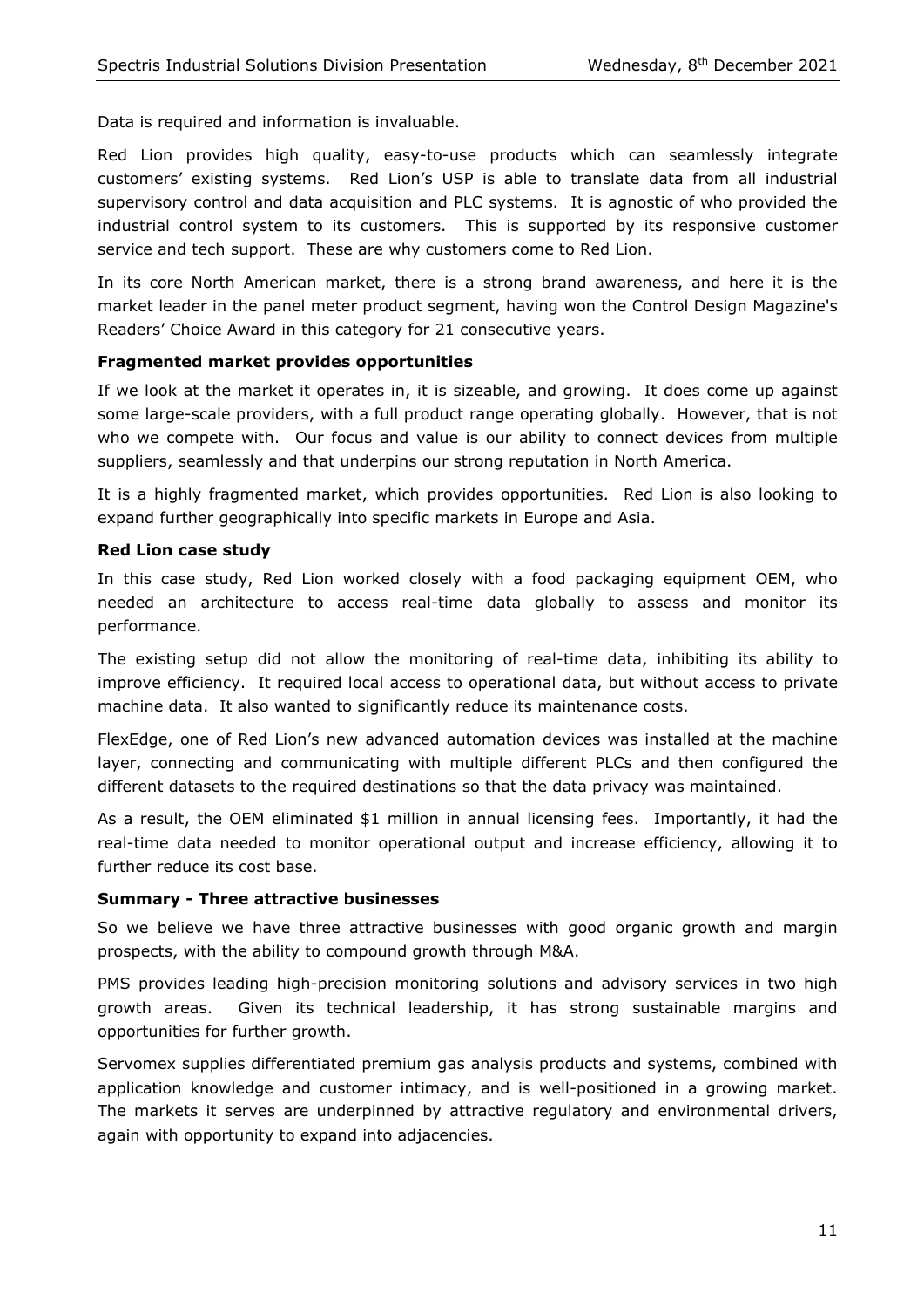Data is required and information is invaluable.

Red Lion provides high quality, easy-to-use products which can seamlessly integrate customers' existing systems. Red Lion's USP is able to translate data from all industrial supervisory control and data acquisition and PLC systems. It is agnostic of who provided the industrial control system to its customers. This is supported by its responsive customer service and tech support. These are why customers come to Red Lion.

In its core North American market, there is a strong brand awareness, and here it is the market leader in the panel meter product segment, having won the Control Design Magazine's Readers' Choice Award in this category for 21 consecutive years.

**Fragmented market provides opportunities**

If we look at the market it operates in, it is sizeable, and growing. It does come up against some large-scale providers, with a full product range operating globally. However, that is not who we compete with. Our focus and value is our ability to connect devices from multiple suppliers, seamlessly and that underpins our strong reputation in North America.

It is a highly fragmented market, which provides opportunities. Red Lion is also looking to expand further geographically into specific markets in Europe and Asia.

**Red Lion case study**

In this case study, Red Lion worked closely with a food packaging equipment OEM, who needed an architecture to access real-time data globally to assess and monitor its performance.

The existing setup did not allow the monitoring of real-time data, inhibiting its ability to improve efficiency. It required local access to operational data, but without access to private machine data. It also wanted to significantly reduce its maintenance costs.

FlexEdge, one of Red Lion's new advanced automation devices was installed at the machine layer, connecting and communicating with multiple different PLCs and then configured the different datasets to the required destinations so that the data privacy was maintained.

As a result, the OEM eliminated $1 million in annual licensing fees. Importantly, it had the real-time data needed to monitor operational output and increase efficiency, allowing it to further reduce its cost base.

**Summary - Three attractive businesses**

So we believe we have three attractive businesses with good organic growth and margin prospects, with the ability to compound growth through M&A.

PMS provides leading high-precision monitoring solutions and advisory services in two high growth areas. Given its technical leadership, it has strong sustainable margins and opportunities for further growth.

Servomex supplies differentiated premium gas analysis products and systems, combined with application knowledge and customer intimacy, and is well-positioned in a growing market. The markets it serves are underpinned by attractive regulatory and environmental drivers, again with opportunity to expand into adjacencies.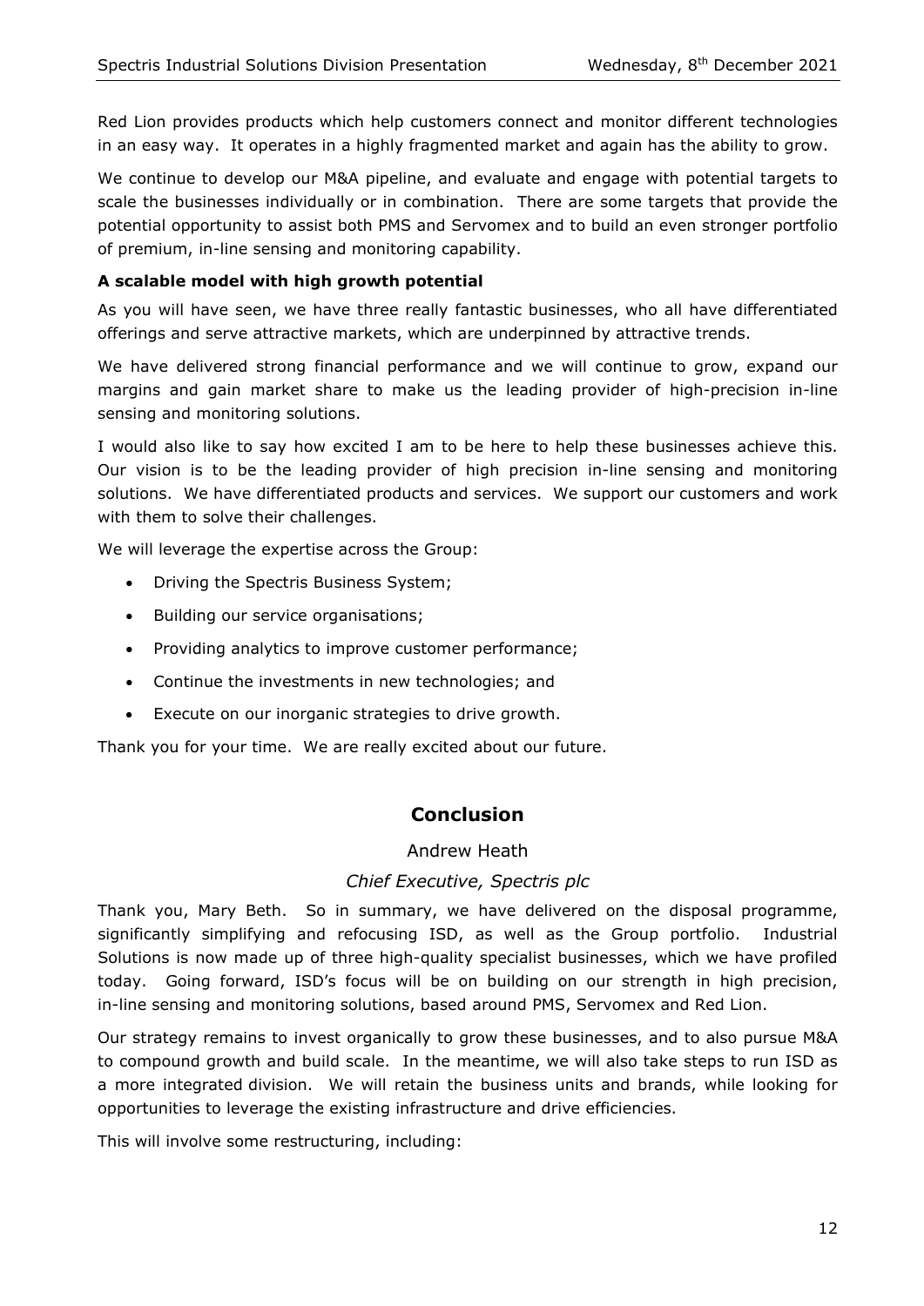Red Lion provides products which help customers connect and monitor different technologies in an easy way. It operates in a highly fragmented market and again has the ability to grow.

We continue to develop our M&A pipeline, and evaluate and engage with potential targets to scale the businesses individually or in combination. There are some targets that provide the potential opportunity to assist both PMS and Servomex and to build an even stronger portfolio of premium, in-line sensing and monitoring capability.

**A scalable model with high growth potential**

As you will have seen, we have three really fantastic businesses, who all have differentiated offerings and serve attractive markets, which are underpinned by attractive trends.

We have delivered strong financial performance and we will continue to grow, expand our margins and gain market share to make us the leading provider of high-precision in-line sensing and monitoring solutions.

I would also like to say how excited I am to be here to help these businesses achieve this. Our vision is to be the leading provider of high precision in-line sensing and monitoring solutions. We have differentiated products and services. We support our customers and work with them to solve their challenges.

We will leverage the expertise across the Group:

- Driving the Spectris Business System;
- Building our service organisations;
- Providing analytics to improve customer performance;
- Continue the investments in new technologies; and
- Execute on our inorganic strategies to drive growth.

Thank you for your time. We are really excited about our future.

## Conclusion

Andrew Heath

*Chief Executive, Spectris plc*

Thank you, Mary Beth. So in summary, we have delivered on the disposal programme, significantly simplifying and refocusing ISD, as well as the Group portfolio. Industrial Solutions is now made up of three high-quality specialist businesses, which we have profiled today. Going forward, ISD's focus will be on building on our strength in high precision, in-line sensing and monitoring solutions, based around PMS, Servomex and Red Lion.

Our strategy remains to invest organically to grow these businesses, and to also pursue M&A to compound growth and build scale. In the meantime, we will also take steps to run ISD as a more integrated division. We will retain the business units and brands, while looking for opportunities to leverage the existing infrastructure and drive efficiencies.

This will involve some restructuring, including: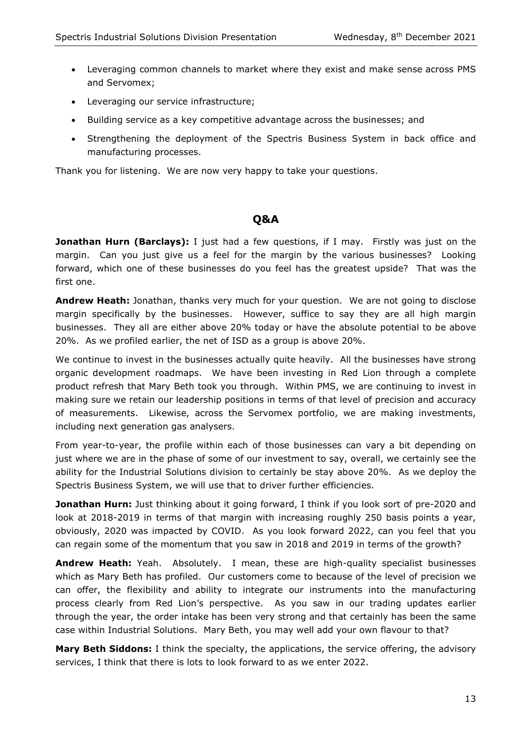- Leveraging common channels to market where they exist and make sense across PMS and Servomex;
- Leveraging our service infrastructure;
- Building service as a key competitive advantage across the businesses; and
- Strengthening the deployment of the Spectris Business System in back office and manufacturing processes.

Thank you for listening. We are now very happy to take your questions.

## Q&A

**Jonathan Hurn (Barclays):** I just had a few questions, if I may. Firstly was just on the margin. Can you just give us a feel for the margin by the various businesses? Looking forward, which one of these businesses do you feel has the greatest upside? That was the first one.

**Andrew Heath:** Jonathan, thanks very much for your question. We are not going to disclose margin specifically by the businesses. However, suffice to say they are all high margin businesses. They all are either above 20% today or have the absolute potential to be above 20%. As we profiled earlier, the net of ISD as a group is above 20%.

We continue to invest in the businesses actually quite heavily. All the businesses have strong organic development roadmaps. We have been investing in Red Lion through a complete product refresh that Mary Beth took you through. Within PMS, we are continuing to invest in making sure we retain our leadership positions in terms of that level of precision and accuracy of measurements. Likewise, across the Servomex portfolio, we are making investments, including next generation gas analysers.

From year-to-year, the profile within each of those businesses can vary a bit depending on just where we are in the phase of some of our investment to say, overall, we certainly see the ability for the Industrial Solutions division to certainly be stay above 20%. As we deploy the Spectris Business System, we will use that to driver further efficiencies.

**Jonathan Hurn:** Just thinking about it going forward, I think if you look sort of pre-2020 and look at 2018-2019 in terms of that margin with increasing roughly 250 basis points a year, obviously, 2020 was impacted by COVID. As you look forward 2022, can you feel that you can regain some of the momentum that you saw in 2018 and 2019 in terms of the growth?

**Andrew Heath:** Yeah. Absolutely. I mean, these are high-quality specialist businesses which as Mary Beth has profiled. Our customers come to because of the level of precision we can offer, the flexibility and ability to integrate our instruments into the manufacturing process clearly from Red Lion's perspective. As you saw in our trading updates earlier through the year, the order intake has been very strong and that certainly has been the same case within Industrial Solutions. Mary Beth, you may well add your own flavour to that?

**Mary Beth Siddons:** I think the specialty, the applications, the service offering, the advisory services, I think that there is lots to look forward to as we enter 2022.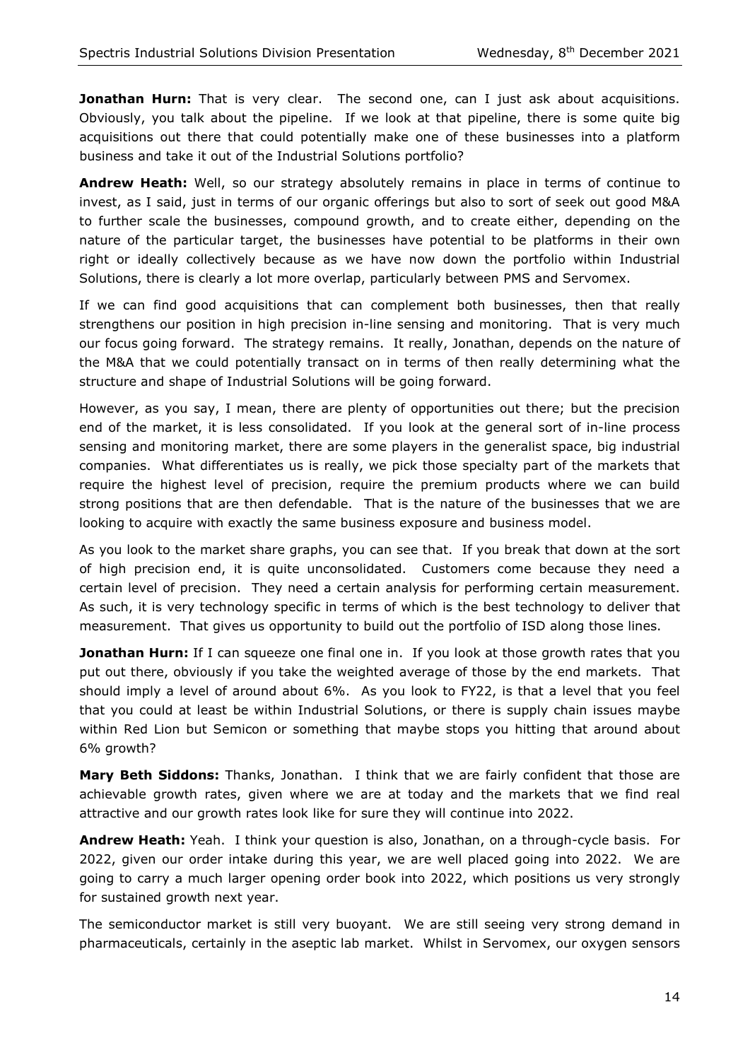**Jonathan Hurn:** That is very clear. The second one, can I just ask about acquisitions. Obviously, you talk about the pipeline. If we look at that pipeline, there is some quite big acquisitions out there that could potentially make one of these businesses into a platform business and take it out of the Industrial Solutions portfolio?

**Andrew Heath:** Well, so our strategy absolutely remains in place in terms of continue to invest, as I said, just in terms of our organic offerings but also to sort of seek out good M&A to further scale the businesses, compound growth, and to create either, depending on the nature of the particular target, the businesses have potential to be platforms in their own right or ideally collectively because as we have now down the portfolio within Industrial Solutions, there is clearly a lot more overlap, particularly between PMS and Servomex.

If we can find good acquisitions that can complement both businesses, then that really strengthens our position in high precision in-line sensing and monitoring. That is very much our focus going forward. The strategy remains. It really, Jonathan, depends on the nature of the M&A that we could potentially transact on in terms of then really determining what the structure and shape of Industrial Solutions will be going forward.

However, as you say, I mean, there are plenty of opportunities out there; but the precision end of the market, it is less consolidated. If you look at the general sort of in-line process sensing and monitoring market, there are some players in the generalist space, big industrial companies. What differentiates us is really, we pick those specialty part of the markets that require the highest level of precision, require the premium products where we can build strong positions that are then defendable. That is the nature of the businesses that we are looking to acquire with exactly the same business exposure and business model.

As you look to the market share graphs, you can see that. If you break that down at the sort of high precision end, it is quite unconsolidated. Customers come because they need a certain level of precision. They need a certain analysis for performing certain measurement. As such, it is very technology specific in terms of which is the best technology to deliver that measurement. That gives us opportunity to build out the portfolio of ISD along those lines.

**Jonathan Hurn:** If I can squeeze one final one in. If you look at those growth rates that you put out there, obviously if you take the weighted average of those by the end markets. That should imply a level of around about 6%. As you look to FY22, is that a level that you feel that you could at least be within Industrial Solutions, or there is supply chain issues maybe within Red Lion but Semicon or something that maybe stops you hitting that around about 6% growth?

**Mary Beth Siddons:** Thanks, Jonathan. I think that we are fairly confident that those are achievable growth rates, given where we are at today and the markets that we find real attractive and our growth rates look like for sure they will continue into 2022.

**Andrew Heath:** Yeah. I think your question is also, Jonathan, on a through-cycle basis. For 2022, given our order intake during this year, we are well placed going into 2022. We are going to carry a much larger opening order book into 2022, which positions us very strongly for sustained growth next year.

The semiconductor market is still very buoyant. We are still seeing very strong demand in pharmaceuticals, certainly in the aseptic lab market. Whilst in Servomex, our oxygen sensors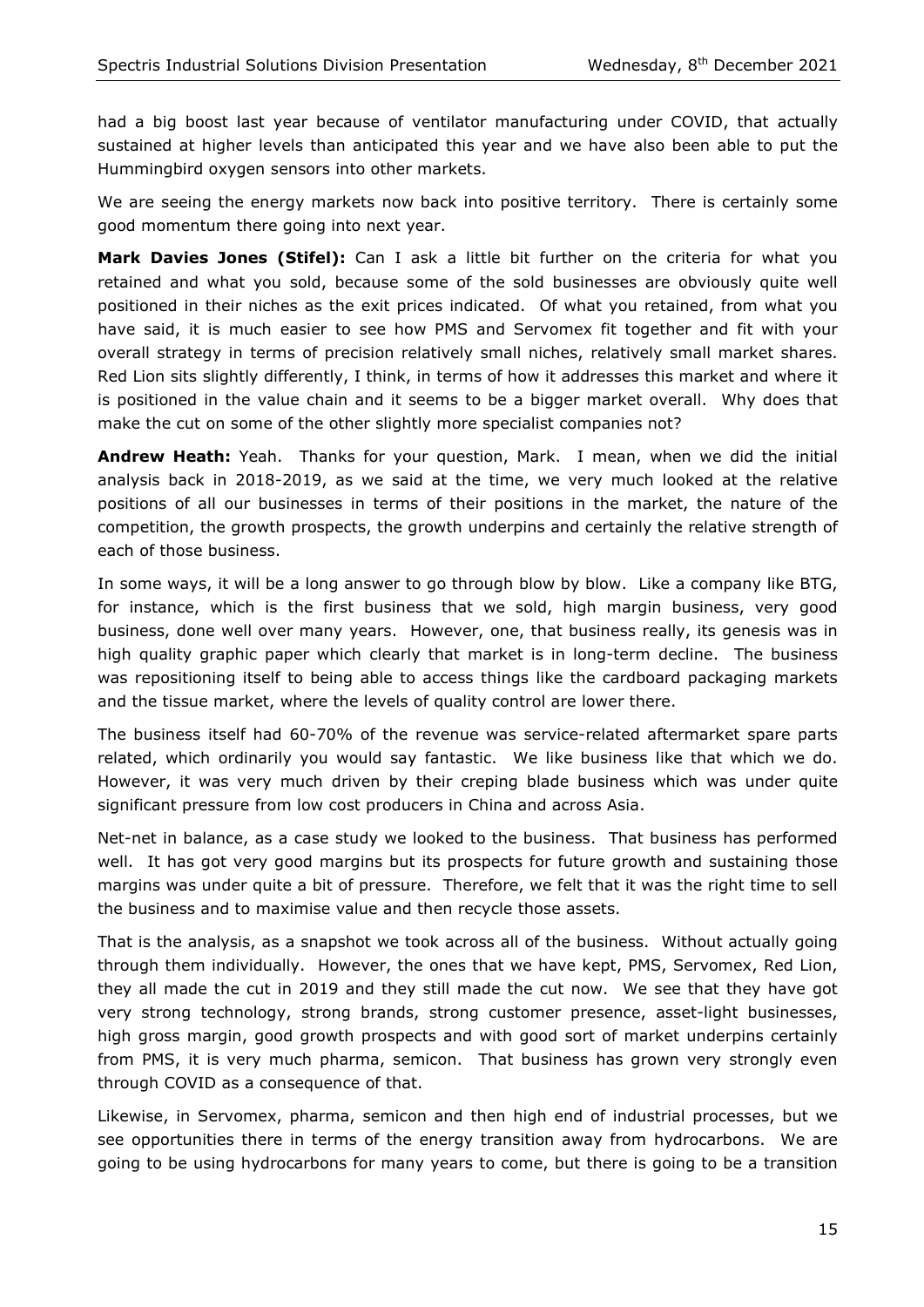had a big boost last year because of ventilator manufacturing under COVID, that actually sustained at higher levels than anticipated this year and we have also been able to put the Hummingbird oxygen sensors into other markets.

We are seeing the energy markets now back into positive territory. There is certainly some good momentum there going into next year.

**Mark Davies Jones (Stifel):** Can I ask a little bit further on the criteria for what you retained and what you sold, because some of the sold businesses are obviously quite well positioned in their niches as the exit prices indicated. Of what you retained, from what you have said, it is much easier to see how PMS and Servomex fit together and fit with your overall strategy in terms of precision relatively small niches, relatively small market shares. Red Lion sits slightly differently, I think, in terms of how it addresses this market and where it is positioned in the value chain and it seems to be a bigger market overall. Why does that make the cut on some of the other slightly more specialist companies not?

**Andrew Heath:** Yeah. Thanks for your question, Mark. I mean, when we did the initial analysis back in 2018-2019, as we said at the time, we very much looked at the relative positions of all our businesses in terms of their positions in the market, the nature of the competition, the growth prospects, the growth underpins and certainly the relative strength of each of those business.

In some ways, it will be a long answer to go through blow by blow. Like a company like BTG, for instance, which is the first business that we sold, high margin business, very good business, done well over many years. However, one, that business really, its genesis was in high quality graphic paper which clearly that market is in long-term decline. The business was repositioning itself to being able to access things like the cardboard packaging markets and the tissue market, where the levels of quality control are lower there.

The business itself had 60-70% of the revenue was service-related aftermarket spare parts related, which ordinarily you would say fantastic. We like business like that which we do. However, it was very much driven by their creping blade business which was under quite significant pressure from low cost producers in China and across Asia.

Net-net in balance, as a case study we looked to the business. That business has performed well. It has got very good margins but its prospects for future growth and sustaining those margins was under quite a bit of pressure. Therefore, we felt that it was the right time to sell the business and to maximise value and then recycle those assets.

That is the analysis, as a snapshot we took across all of the business. Without actually going through them individually. However, the ones that we have kept, PMS, Servomex, Red Lion, they all made the cut in 2019 and they still made the cut now. We see that they have got very strong technology, strong brands, strong customer presence, asset-light businesses, high gross margin, good growth prospects and with good sort of market underpins certainly from PMS, it is very much pharma, semicon. That business has grown very strongly even through COVID as a consequence of that.

Likewise, in Servomex, pharma, semicon and then high end of industrial processes, but we see opportunities there in terms of the energy transition away from hydrocarbons. We are going to be using hydrocarbons for many years to come, but there is going to be a transition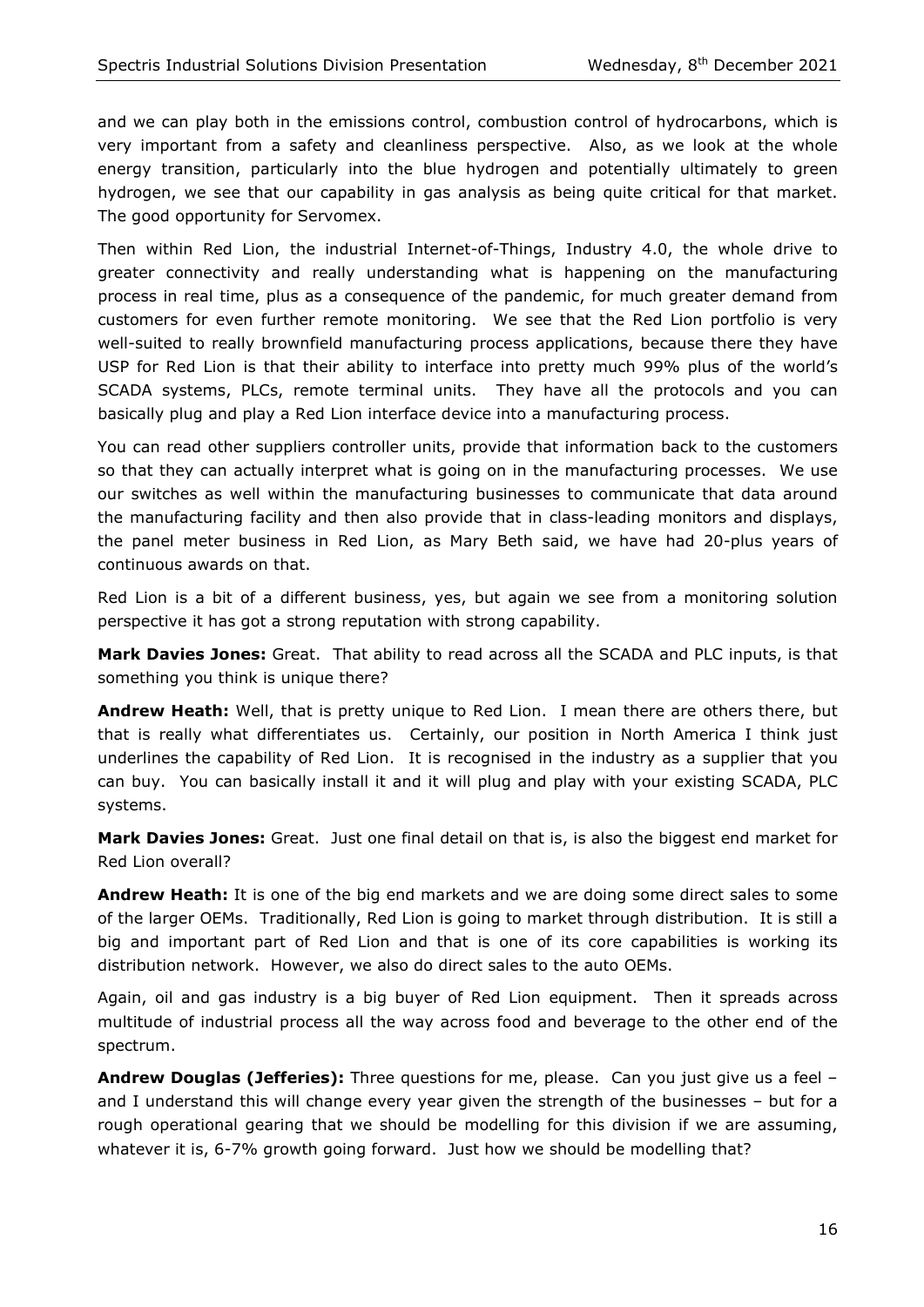and we can play both in the emissions control, combustion control of hydrocarbons, which is very important from a safety and cleanliness perspective. Also, as we look at the whole energy transition, particularly into the blue hydrogen and potentially ultimately to green hydrogen, we see that our capability in gas analysis as being quite critical for that market. The good opportunity for Servomex.

Then within Red Lion, the industrial Internet-of-Things, Industry 4.0, the whole drive to greater connectivity and really understanding what is happening on the manufacturing process in real time, plus as a consequence of the pandemic, for much greater demand from customers for even further remote monitoring. We see that the Red Lion portfolio is very well-suited to really brownfield manufacturing process applications, because there they have USP for Red Lion is that their ability to interface into pretty much 99% plus of the world's SCADA systems, PLCs, remote terminal units. They have all the protocols and you can basically plug and play a Red Lion interface device into a manufacturing process.

You can read other suppliers controller units, provide that information back to the customers so that they can actually interpret what is going on in the manufacturing processes. We use our switches as well within the manufacturing businesses to communicate that data around the manufacturing facility and then also provide that in class-leading monitors and displays, the panel meter business in Red Lion, as Mary Beth said, we have had 20-plus years of continuous awards on that.

Red Lion is a bit of a different business, yes, but again we see from a monitoring solution perspective it has got a strong reputation with strong capability.

**Mark Davies Jones:** Great. That ability to read across all the SCADA and PLC inputs, is that something you think is unique there?

**Andrew Heath:** Well, that is pretty unique to Red Lion. I mean there are others there, but that is really what differentiates us. Certainly, our position in North America I think just underlines the capability of Red Lion. It is recognised in the industry as a supplier that you can buy. You can basically install it and it will plug and play with your existing SCADA, PLC systems.

**Mark Davies Jones:** Great. Just one final detail on that is, is also the biggest end market for Red Lion overall?

**Andrew Heath:** It is one of the big end markets and we are doing some direct sales to some of the larger OEMs. Traditionally, Red Lion is going to market through distribution. It is still a big and important part of Red Lion and that is one of its core capabilities is working its distribution network. However, we also do direct sales to the auto OEMs.

Again, oil and gas industry is a big buyer of Red Lion equipment. Then it spreads across multitude of industrial process all the way across food and beverage to the other end of the spectrum.

**Andrew Douglas (Jefferies):** Three questions for me, please. Can you just give us a feel – and I understand this will change every year given the strength of the businesses – but for a rough operational gearing that we should be modelling for this division if we are assuming, whatever it is, 6-7% growth going forward. Just how we should be modelling that?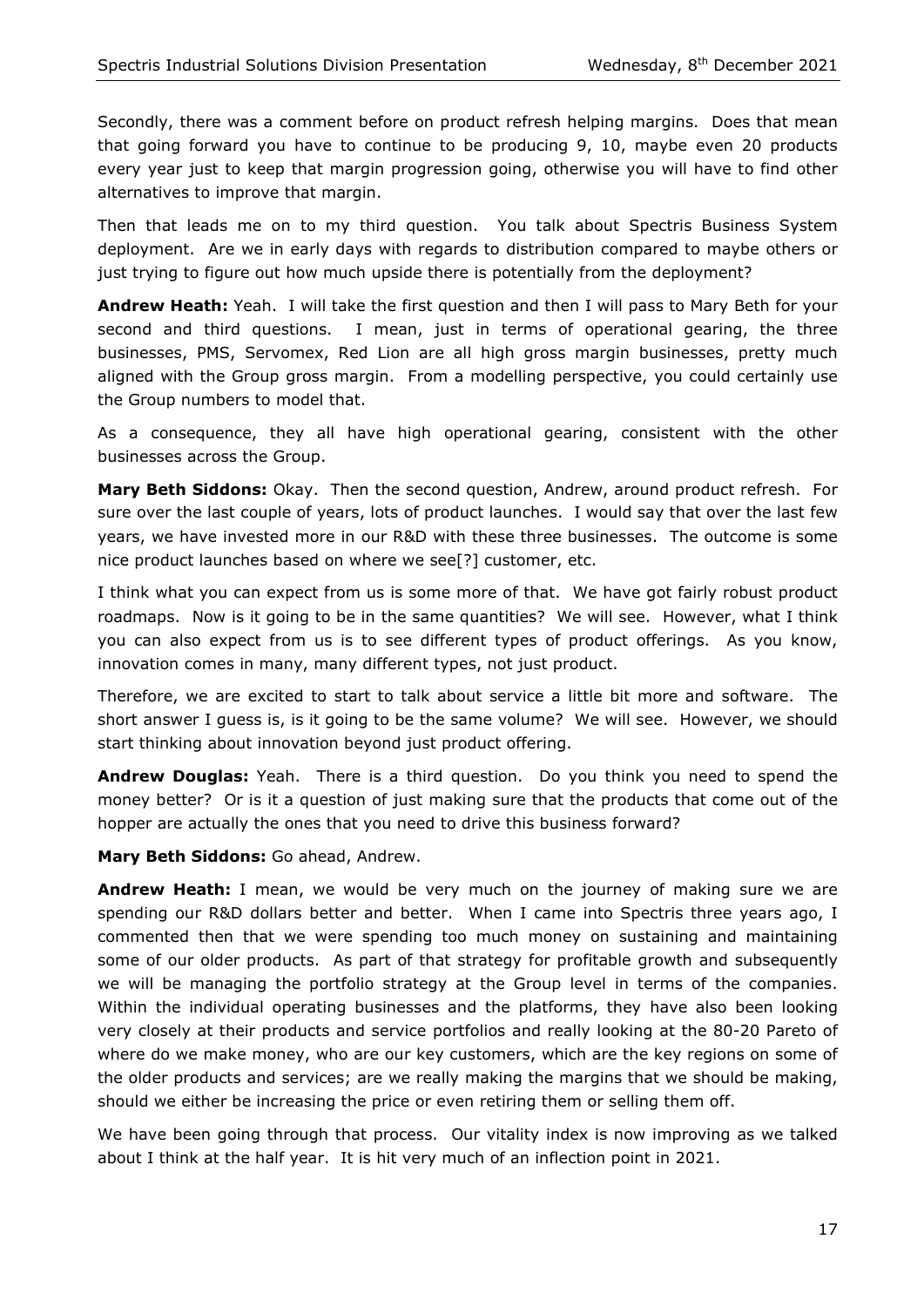Secondly, there was a comment before on product refresh helping margins. Does that mean that going forward you have to continue to be producing 9, 10, maybe even 20 products every year just to keep that margin progression going, otherwise you will have to find other alternatives to improve that margin.

Then that leads me on to my third question. You talk about Spectris Business System deployment. Are we in early days with regards to distribution compared to maybe others or just trying to figure out how much upside there is potentially from the deployment?

**Andrew Heath:** Yeah. I will take the first question and then I will pass to Mary Beth for your second and third questions. I mean, just in terms of operational gearing, the three businesses, PMS, Servomex, Red Lion are all high gross margin businesses, pretty much aligned with the Group gross margin. From a modelling perspective, you could certainly use the Group numbers to model that.

As a consequence, they all have high operational gearing, consistent with the other businesses across the Group.

**Mary Beth Siddons:** Okay. Then the second question, Andrew, around product refresh. For sure over the last couple of years, lots of product launches. I would say that over the last few years, we have invested more in our R&D with these three businesses. The outcome is some nice product launches based on where we see[?] customer, etc.

I think what you can expect from us is some more of that. We have got fairly robust product roadmaps. Now is it going to be in the same quantities? We will see. However, what I think you can also expect from us is to see different types of product offerings. As you know, innovation comes in many, many different types, not just product.

Therefore, we are excited to start to talk about service a little bit more and software. The short answer I guess is, is it going to be the same volume? We will see. However, we should start thinking about innovation beyond just product offering.

**Andrew Douglas:** Yeah. There is a third question. Do you think you need to spend the money better? Or is it a question of just making sure that the products that come out of the hopper are actually the ones that you need to drive this business forward?

**Mary Beth Siddons:** Go ahead, Andrew.

**Andrew Heath:** I mean, we would be very much on the journey of making sure we are spending our R&D dollars better and better. When I came into Spectris three years ago, I commented then that we were spending too much money on sustaining and maintaining some of our older products. As part of that strategy for profitable growth and subsequently we will be managing the portfolio strategy at the Group level in terms of the companies. Within the individual operating businesses and the platforms, they have also been looking very closely at their products and service portfolios and really looking at the 80-20 Pareto of where do we make money, who are our key customers, which are the key regions on some of the older products and services; are we really making the margins that we should be making, should we either be increasing the price or even retiring them or selling them off.

We have been going through that process. Our vitality index is now improving as we talked about I think at the half year. It is hit very much of an inflection point in 2021.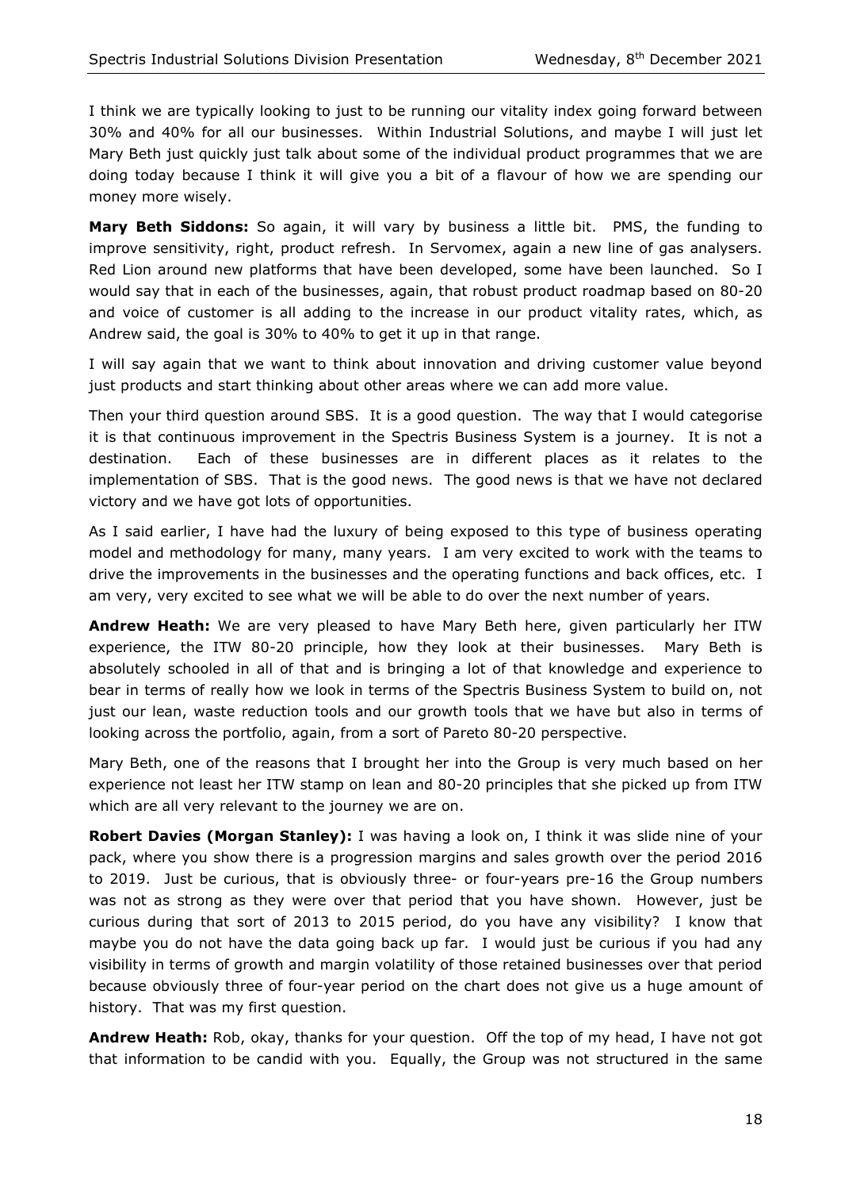I think we are typically looking to just to be running our vitality index going forward between 30% and 40% for all our businesses. Within Industrial Solutions, and maybe I will just let Mary Beth just quickly just talk about some of the individual product programmes that we are doing today because I think it will give you a bit of a flavour of how we are spending our money more wisely.

**Mary Beth Siddons:** So again, it will vary by business a little bit. PMS, the funding to improve sensitivity, right, product refresh. In Servomex, again a new line of gas analysers. Red Lion around new platforms that have been developed, some have been launched. So I would say that in each of the businesses, again, that robust product roadmap based on 80-20 and voice of customer is all adding to the increase in our product vitality rates, which, as Andrew said, the goal is 30% to 40% to get it up in that range.

I will say again that we want to think about innovation and driving customer value beyond just products and start thinking about other areas where we can add more value.

Then your third question around SBS. It is a good question. The way that I would categorise it is that continuous improvement in the Spectris Business System is a journey. It is not a destination. Each of these businesses are in different places as it relates to the implementation of SBS. That is the good news. The good news is that we have not declared victory and we have got lots of opportunities.

As I said earlier, I have had the luxury of being exposed to this type of business operating model and methodology for many, many years. I am very excited to work with the teams to drive the improvements in the businesses and the operating functions and back offices, etc. I am very, very excited to see what we will be able to do over the next number of years.

**Andrew Heath:** We are very pleased to have Mary Beth here, given particularly her ITW experience, the ITW 80-20 principle, how they look at their businesses. Mary Beth is absolutely schooled in all of that and is bringing a lot of that knowledge and experience to bear in terms of really how we look in terms of the Spectris Business System to build on, not just our lean, waste reduction tools and our growth tools that we have but also in terms of looking across the portfolio, again, from a sort of Pareto 80-20 perspective.

Mary Beth, one of the reasons that I brought her into the Group is very much based on her experience not least her ITW stamp on lean and 80-20 principles that she picked up from ITW which are all very relevant to the journey we are on.

**Robert Davies (Morgan Stanley):** I was having a look on, I think it was slide nine of your pack, where you show there is a progression margins and sales growth over the period 2016 to 2019. Just be curious, that is obviously three- or four-years pre-16 the Group numbers was not as strong as they were over that period that you have shown. However, just be curious during that sort of 2013 to 2015 period, do you have any visibility? I know that maybe you do not have the data going back up far. I would just be curious if you had any visibility in terms of growth and margin volatility of those retained businesses over that period because obviously three of four-year period on the chart does not give us a huge amount of history. That was my first question.

**Andrew Heath:** Rob, okay, thanks for your question. Off the top of my head, I have not got that information to be candid with you. Equally, the Group was not structured in the same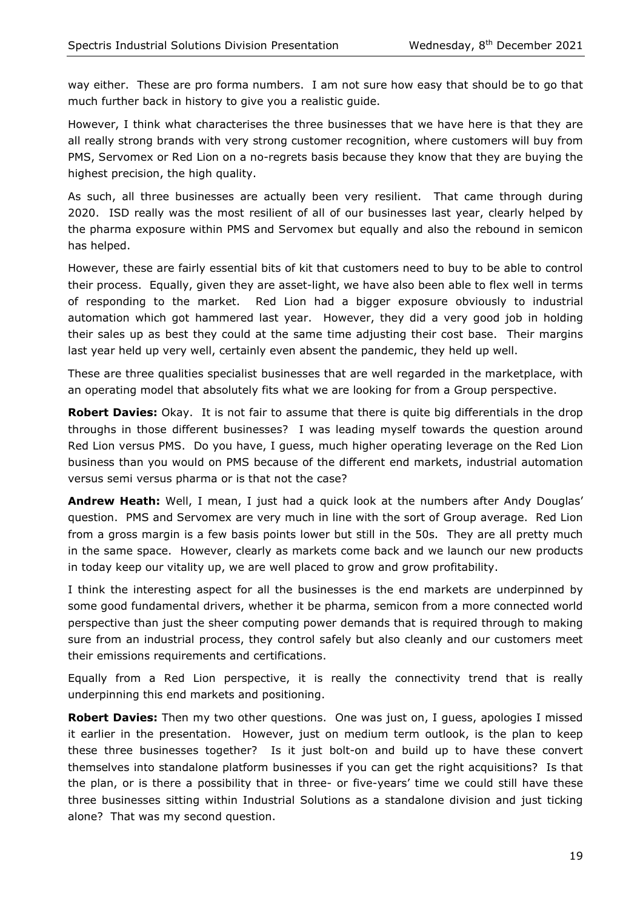way either. These are pro forma numbers. I am not sure how easy that should be to go that much further back in history to give you a realistic guide.

However, I think what characterises the three businesses that we have here is that they are all really strong brands with very strong customer recognition, where customers will buy from PMS, Servomex or Red Lion on a no-regrets basis because they know that they are buying the highest precision, the high quality.

As such, all three businesses are actually been very resilient. That came through during 2020. ISD really was the most resilient of all of our businesses last year, clearly helped by the pharma exposure within PMS and Servomex but equally and also the rebound in semicon has helped.

However, these are fairly essential bits of kit that customers need to buy to be able to control their process. Equally, given they are asset-light, we have also been able to flex well in terms of responding to the market. Red Lion had a bigger exposure obviously to industrial automation which got hammered last year. However, they did a very good job in holding their sales up as best they could at the same time adjusting their cost base. Their margins last year held up very well, certainly even absent the pandemic, they held up well.

These are three qualities specialist businesses that are well regarded in the marketplace, with an operating model that absolutely fits what we are looking for from a Group perspective.

**Robert Davies:** Okay. It is not fair to assume that there is quite big differentials in the drop throughs in those different businesses? I was leading myself towards the question around Red Lion versus PMS. Do you have, I guess, much higher operating leverage on the Red Lion business than you would on PMS because of the different end markets, industrial automation versus semi versus pharma or is that not the case?

**Andrew Heath:** Well, I mean, I just had a quick look at the numbers after Andy Douglas' question. PMS and Servomex are very much in line with the sort of Group average. Red Lion from a gross margin is a few basis points lower but still in the 50s. They are all pretty much in the same space. However, clearly as markets come back and we launch our new products in today keep our vitality up, we are well placed to grow and grow profitability.

I think the interesting aspect for all the businesses is the end markets are underpinned by some good fundamental drivers, whether it be pharma, semicon from a more connected world perspective than just the sheer computing power demands that is required through to making sure from an industrial process, they control safely but also cleanly and our customers meet their emissions requirements and certifications.

Equally from a Red Lion perspective, it is really the connectivity trend that is really underpinning this end markets and positioning.

**Robert Davies:** Then my two other questions. One was just on, I guess, apologies I missed it earlier in the presentation. However, just on medium term outlook, is the plan to keep these three businesses together? Is it just bolt-on and build up to have these convert themselves into standalone platform businesses if you can get the right acquisitions? Is that the plan, or is there a possibility that in three- or five-years' time we could still have these three businesses sitting within Industrial Solutions as a standalone division and just ticking alone? That was my second question.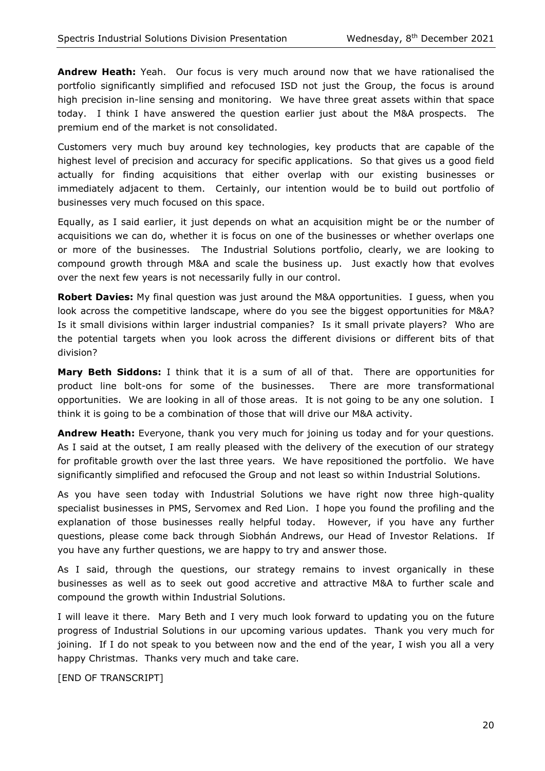**Andrew Heath:** Yeah. Our focus is very much around now that we have rationalised the portfolio significantly simplified and refocused ISD not just the Group, the focus is around high precision in-line sensing and monitoring. We have three great assets within that space today. I think I have answered the question earlier just about the M&A prospects. The premium end of the market is not consolidated.

Customers very much buy around key technologies, key products that are capable of the highest level of precision and accuracy for specific applications. So that gives us a good field actually for finding acquisitions that either overlap with our existing businesses or immediately adjacent to them. Certainly, our intention would be to build out portfolio of businesses very much focused on this space.

Equally, as I said earlier, it just depends on what an acquisition might be or the number of acquisitions we can do, whether it is focus on one of the businesses or whether overlaps one or more of the businesses. The Industrial Solutions portfolio, clearly, we are looking to compound growth through M&A and scale the business up. Just exactly how that evolves over the next few years is not necessarily fully in our control.

**Robert Davies:** My final question was just around the M&A opportunities. I guess, when you look across the competitive landscape, where do you see the biggest opportunities for M&A? Is it small divisions within larger industrial companies? Is it small private players? Who are the potential targets when you look across the different divisions or different bits of that division?

**Mary Beth Siddons:** I think that it is a sum of all of that. There are opportunities for product line bolt-ons for some of the businesses. There are more transformational opportunities. We are looking in all of those areas. It is not going to be any one solution. I think it is going to be a combination of those that will drive our M&A activity.

**Andrew Heath:** Everyone, thank you very much for joining us today and for your questions. As I said at the outset, I am really pleased with the delivery of the execution of our strategy for profitable growth over the last three years. We have repositioned the portfolio. We have significantly simplified and refocused the Group and not least so within Industrial Solutions.

As you have seen today with Industrial Solutions we have right now three high-quality specialist businesses in PMS, Servomex and Red Lion. I hope you found the profiling and the explanation of those businesses really helpful today. However, if you have any further questions, please come back through Siobhán Andrews, our Head of Investor Relations. If you have any further questions, we are happy to try and answer those.

As I said, through the questions, our strategy remains to invest organically in these businesses as well as to seek out good accretive and attractive M&A to further scale and compound the growth within Industrial Solutions.

I will leave it there. Mary Beth and I very much look forward to updating you on the future progress of Industrial Solutions in our upcoming various updates. Thank you very much for joining. If I do not speak to you between now and the end of the year, I wish you all a very happy Christmas. Thanks very much and take care.

[END OF TRANSCRIPT]